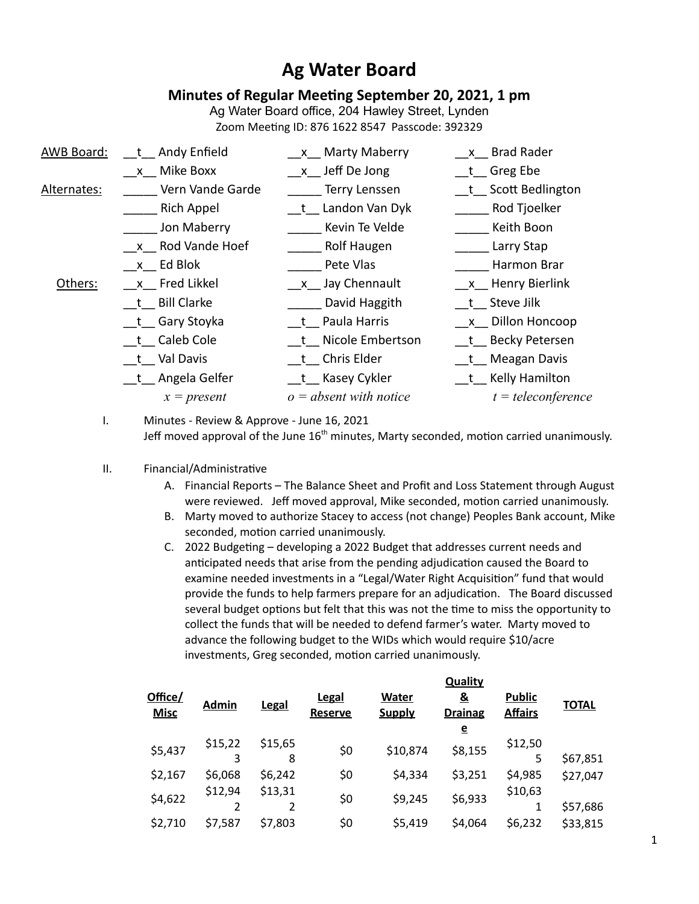# Ag Water Board

## Minutes of Regular Meeting September 20, 2021, 1 pm

Ag Water Board office, 204 Hawley Street, Lynden

Zoom Meeting ID: 876 1622 8547 Passcode: 392329

| | | | |
|---|---|---|---|
| AWB Board: | __t__ Andy Enfield | __x__ Marty Maberry | __x__ Brad Rader |
| | __x__ Mike Boxx | __x__ Jeff De Jong | __t__ Greg Ebe |
| Alternates: | _____ Vern Vande Garde | _____ Terry Lenssen | __t__ Scott Bedlington |
| | _____ Rich Appel | __t__ Landon Van Dyk | _____ Rod Tjoelker |
| | _____ Jon Maberry | _____ Kevin Te Velde | _____ Keith Boon |
| | __x__ Rod Vande Hoef | _____ Rolf Haugen | _____ Larry Stap |
| | __x__ Ed Blok | _____ Pete Vlas | _____ Harmon Brar |
| Others: | __x__ Fred Likkel | __x__ Jay Chennault | __x__ Henry Bierlink |
| | __t__ Bill Clarke | _____ David Haggith | __t__ Steve Jilk |
| | __t__ Gary Stoyka | __t__ Paula Harris | __x__ Dillon Honcoop |
| | __t__ Caleb Cole | __t__ Nicole Embertson | __t__ Becky Petersen |
| | __t__ Val Davis | __t__ Chris Elder | __t__ Meagan Davis |
| | __t__ Angela Gelfer | __t__ Kasey Cykler | __t__ Kelly Hamilton |
| | *x = present* | *o = absent with notice* | *t = teleconference* |

I. Minutes - Review & Approve - June 16, 2021

Jeff moved approval of the June 16th minutes, Marty seconded, motion carried unanimously.

II. Financial/Administrative

A. Financial Reports – The Balance Sheet and Profit and Loss Statement through August were reviewed. Jeff moved approval, Mike seconded, motion carried unanimously.

B. Marty moved to authorize Stacey to access (not change) Peoples Bank account, Mike seconded, motion carried unanimously.

C. 2022 Budgeting – developing a 2022 Budget that addresses current needs and anticipated needs that arise from the pending adjudication caused the Board to examine needed investments in a "Legal/Water Right Acquisition" fund that would provide the funds to help farmers prepare for an adjudication. The Board discussed several budget options but felt that this was not the time to miss the opportunity to collect the funds that will be needed to defend farmer's water. Marty moved to advance the following budget to the WIDs which would require $10/acre investments, Greg seconded, motion carried unanimously.

| Office/ Misc | Admin | Legal | Legal Reserve | Water Supply | Quality & Drainage | Public Affairs | TOTAL |
|---|---|---|---|---|---|---|---|
| $5,437 | $15,223 | $15,658 | $0 | $10,874 | $8,155 | $12,505 | $67,851 |
| $2,167 | $6,068 | $6,242 | $0 | $4,334 | $3,251 | $4,985 | $27,047 |
| $4,622 | $12,942 | $13,312 | $0 | $9,245 | $6,933 | $10,631 | $57,686 |
| $2,710 | $7,587 | $7,803 | $0 | $5,419 | $4,064 | $6,232 | $33,815 |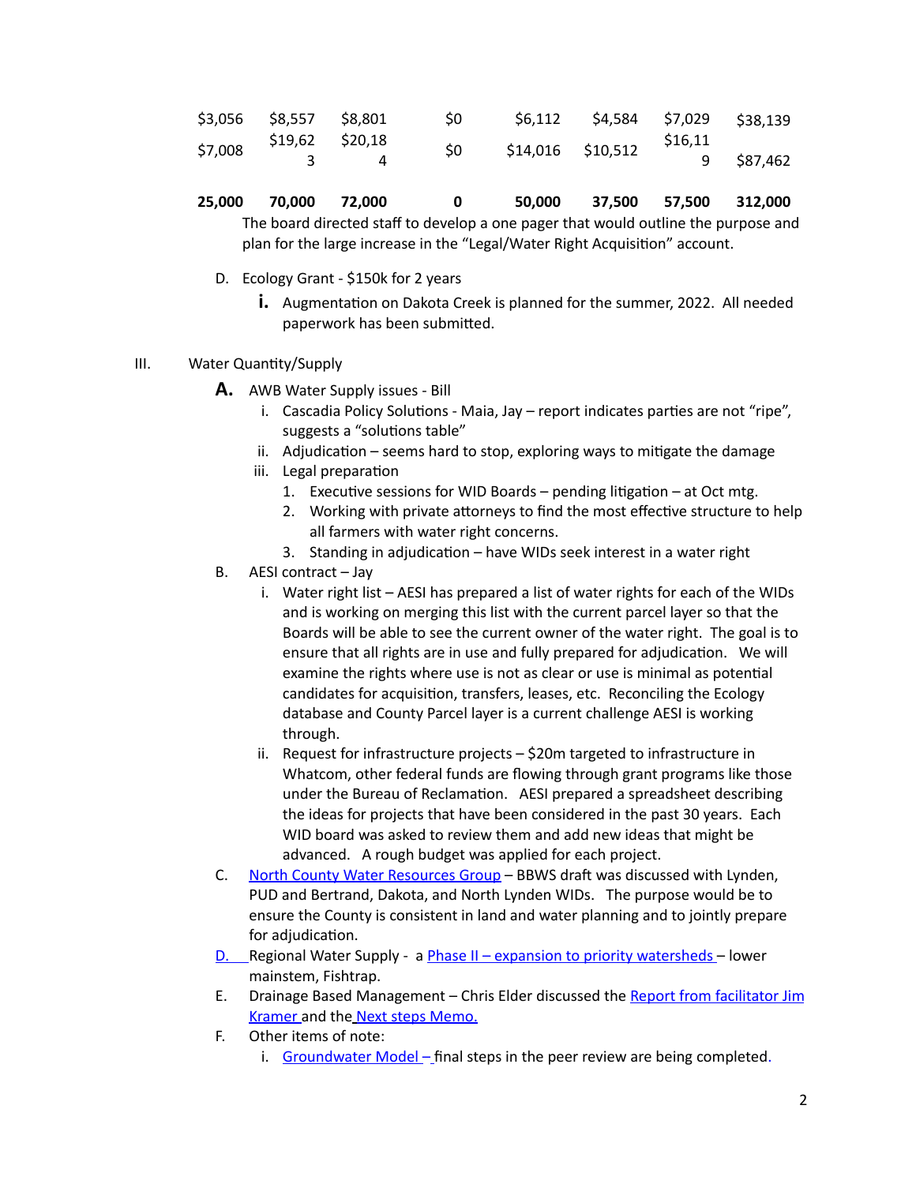| $3,056 | $8,557 | $8,801 | $0 | $6,112 | $4,584 | $7,029 | $38,139 |
|---|---|---|---|---|---|---|---|
| $7,008 | $19,623 | $20,184 | $0 | $14,016 | $10,512 | $16,119 | $87,462 |
| **25,000** | **70,000** | **72,000** | **0** | **50,000** | **37,500** | **57,500** | **312,000** |

The board directed staff to develop a one pager that would outline the purpose and plan for the large increase in the "Legal/Water Right Acquisition" account.

D. Ecology Grant - $150k for 2 years
   i. Augmentation on Dakota Creek is planned for the summer, 2022. All needed paperwork has been submitted.

III. Water Quantity/Supply

A. AWB Water Supply issues - Bill
   i. Cascadia Policy Solutions - Maia, Jay – report indicates parties are not "ripe", suggests a "solutions table"
   ii. Adjudication – seems hard to stop, exploring ways to mitigate the damage
   iii. Legal preparation
      1. Executive sessions for WID Boards – pending litigation – at Oct mtg.
      2. Working with private attorneys to find the most effective structure to help all farmers with water right concerns.
      3. Standing in adjudication – have WIDs seek interest in a water right

B. AESI contract – Jay
   i. Water right list – AESI has prepared a list of water rights for each of the WIDs and is working on merging this list with the current parcel layer so that the Boards will be able to see the current owner of the water right. The goal is to ensure that all rights are in use and fully prepared for adjudication. We will examine the rights where use is not as clear or use is minimal as potential candidates for acquisition, transfers, leases, etc. Reconciling the Ecology database and County Parcel layer is a current challenge AESI is working through.
   ii. Request for infrastructure projects – $20m targeted to infrastructure in Whatcom, other federal funds are flowing through grant programs like those under the Bureau of Reclamation. AESI prepared a spreadsheet describing the ideas for projects that have been considered in the past 30 years. Each WID board was asked to review them and add new ideas that might be advanced. A rough budget was applied for each project.

C. North County Water Resources Group – BBWS draft was discussed with Lynden, PUD and Bertrand, Dakota, and North Lynden WIDs. The purpose would be to ensure the County is consistent in land and water planning and to jointly prepare for adjudication.

D. Regional Water Supply - a Phase II – expansion to priority watersheds – lower mainstem, Fishtrap.

E. Drainage Based Management – Chris Elder discussed the Report from facilitator Jim Kramer and the Next steps Memo.

F. Other items of note:
   i. Groundwater Model – final steps in the peer review are being completed.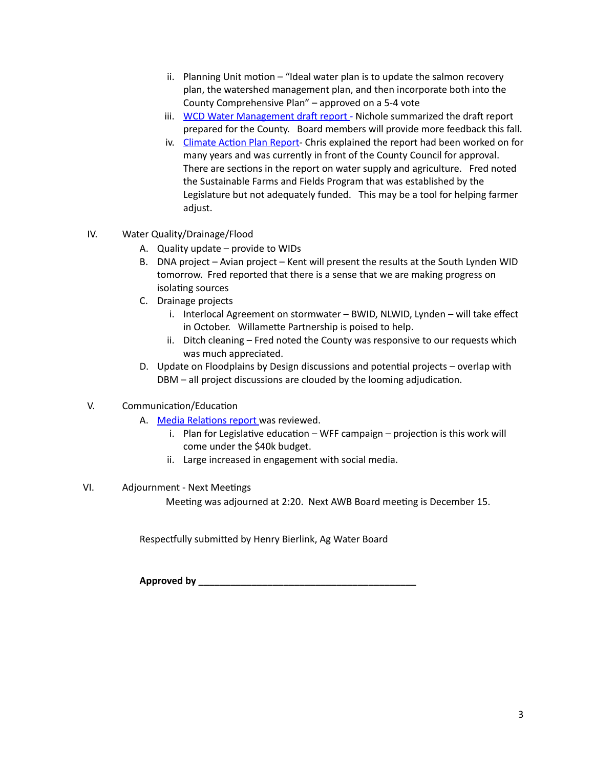ii. Planning Unit motion – "Ideal water plan is to update the salmon recovery plan, the watershed management plan, and then incorporate both into the County Comprehensive Plan" – approved on a 5-4 vote

iii. WCD Water Management draft report - Nichole summarized the draft report prepared for the County. Board members will provide more feedback this fall.

iv. Climate Action Plan Report- Chris explained the report had been worked on for many years and was currently in front of the County Council for approval. There are sections in the report on water supply and agriculture. Fred noted the Sustainable Farms and Fields Program that was established by the Legislature but not adequately funded. This may be a tool for helping farmer adjust.

IV. Water Quality/Drainage/Flood

A. Quality update – provide to WIDs

B. DNA project – Avian project – Kent will present the results at the South Lynden WID tomorrow. Fred reported that there is a sense that we are making progress on isolating sources

C. Drainage projects

i. Interlocal Agreement on stormwater – BWID, NLWID, Lynden – will take effect in October. Willamette Partnership is poised to help.

ii. Ditch cleaning – Fred noted the County was responsive to our requests which was much appreciated.

D. Update on Floodplains by Design discussions and potential projects – overlap with DBM – all project discussions are clouded by the looming adjudication.

V. Communication/Education

A. Media Relations report was reviewed.

i. Plan for Legislative education – WFF campaign – projection is this work will come under the $40k budget.

ii. Large increased in engagement with social media.

VI. Adjournment - Next Meetings

Meeting was adjourned at 2:20. Next AWB Board meeting is December 15.

Respectfully submitted by Henry Bierlink, Ag Water Board

**Approved by ___________________________________________**